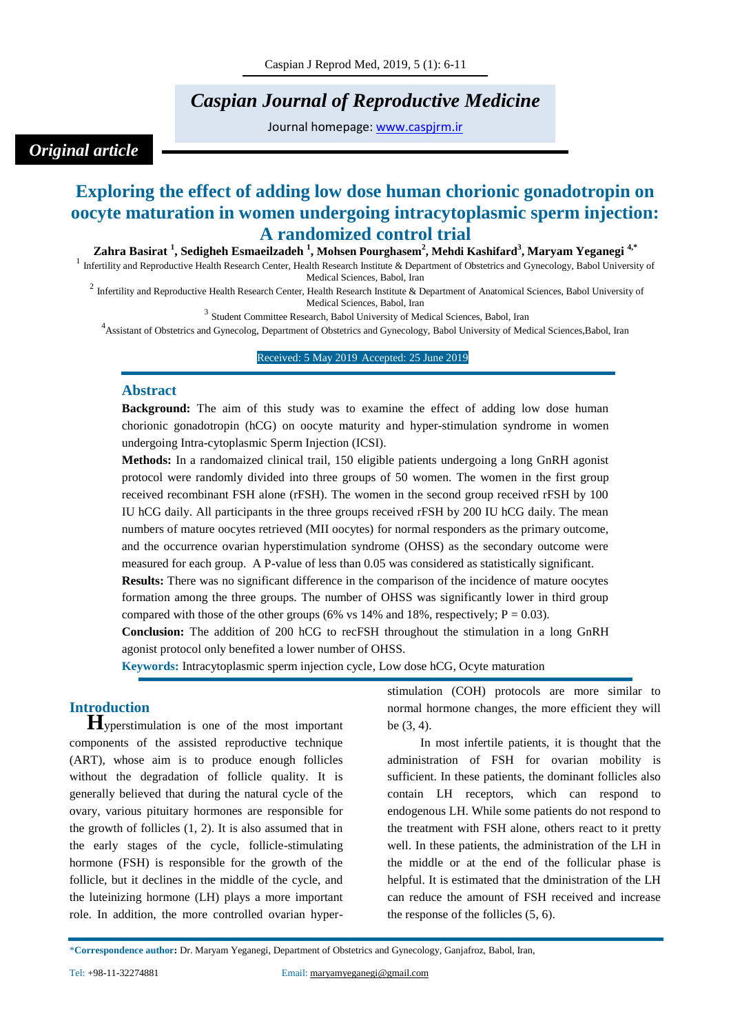# Caspian Journal of Reproductive Medicine

Journal homepage: www.caspjrm.ir

*Original article*

# Exploring the effect of adding low dose human chorionic gonadotropin on oocyte maturation in women undergoing intracytoplasmic sperm injection: A randomized control trial

**Zahra Basirat [1], Sedigheh Esmaeilzadeh [1], Mohsen Pourghasem[2], Mehdi Kashifard[3], Maryam Yeganegi [4,*]**

[1] Infertility and Reproductive Health Research Center, Health Research Institute & Department of Obstetrics and Gynecology, Babol University of Medical Sciences, Babol, Iran

[2] Infertility and Reproductive Health Research Center, Health Research Institute & Department of Anatomical Sciences, Babol University of Medical Sciences, Babol, Iran

[3] Student Committee Research, Babol University of Medical Sciences, Babol, Iran

[4]Assistant of Obstetrics and Gynecolog, Department of Obstetrics and Gynecology, Babol University of Medical Sciences,Babol, Iran

Received: 5 May 2019 Accepted: 25 June 2019

## Abstract

**Background:** The aim of this study was to examine the effect of adding low dose human chorionic gonadotropin (hCG) on oocyte maturity and hyper-stimulation syndrome in women undergoing Intra-cytoplasmic Sperm Injection (ICSI).

**Methods:** In a randomaized clinical trail, 150 eligible patients undergoing a long GnRH agonist protocol were randomly divided into three groups of 50 women. The women in the first group received recombinant FSH alone (rFSH). The women in the second group received rFSH by 100 IU hCG daily. All participants in the three groups received rFSH by 200 IU hCG daily. The mean numbers of mature oocytes retrieved (MII oocytes) for normal responders as the primary outcome, and the occurrence ovarian hyperstimulation syndrome (OHSS) as the secondary outcome were measured for each group. A P-value of less than 0.05 was considered as statistically significant.

**Results:** There was no significant difference in the comparison of the incidence of mature oocytes formation among the three groups. The number of OHSS was significantly lower in third group compared with those of the other groups (6% vs 14% and 18%, respectively; $P = 0.03$).

**Conclusion:** The addition of 200 hCG to recFSH throughout the stimulation in a long GnRH agonist protocol only benefited a lower number of OHSS.

**Keywords:** Intracytoplasmic sperm injection cycle, Low dose hCG, Ocyte maturation

## Introduction

Hyperstimulation is one of the most important components of the assisted reproductive technique (ART), whose aim is to produce enough follicles without the degradation of follicle quality. It is generally believed that during the natural cycle of the ovary, various pituitary hormones are responsible for the growth of follicles (1, 2). It is also assumed that in the early stages of the cycle, follicle-stimulating hormone (FSH) is responsible for the growth of the follicle, but it declines in the middle of the cycle, and the luteinizing hormone (LH) plays a more important role. In addition, the more controlled ovarian hyper-stimulation (COH) protocols are more similar to normal hormone changes, the more efficient they will be (3, 4).

In most infertile patients, it is thought that the administration of FSH for ovarian mobility is sufficient. In these patients, the dominant follicles also contain LH receptors, which can respond to endogenous LH. While some patients do not respond to the treatment with FSH alone, others react to it pretty well. In these patients, the administration of the LH in the middle or at the end of the follicular phase is helpful. It is estimated that the dministration of the LH can reduce the amount of FSH received and increase the response of the follicles (5, 6).

*Correspondence author: Dr. Maryam Yeganegi, Department of Obstetrics and Gynecology, Ganjafroz, Babol, Iran,

Tel: +98-11-32274881 Email: maryamyeganegi@gmail.com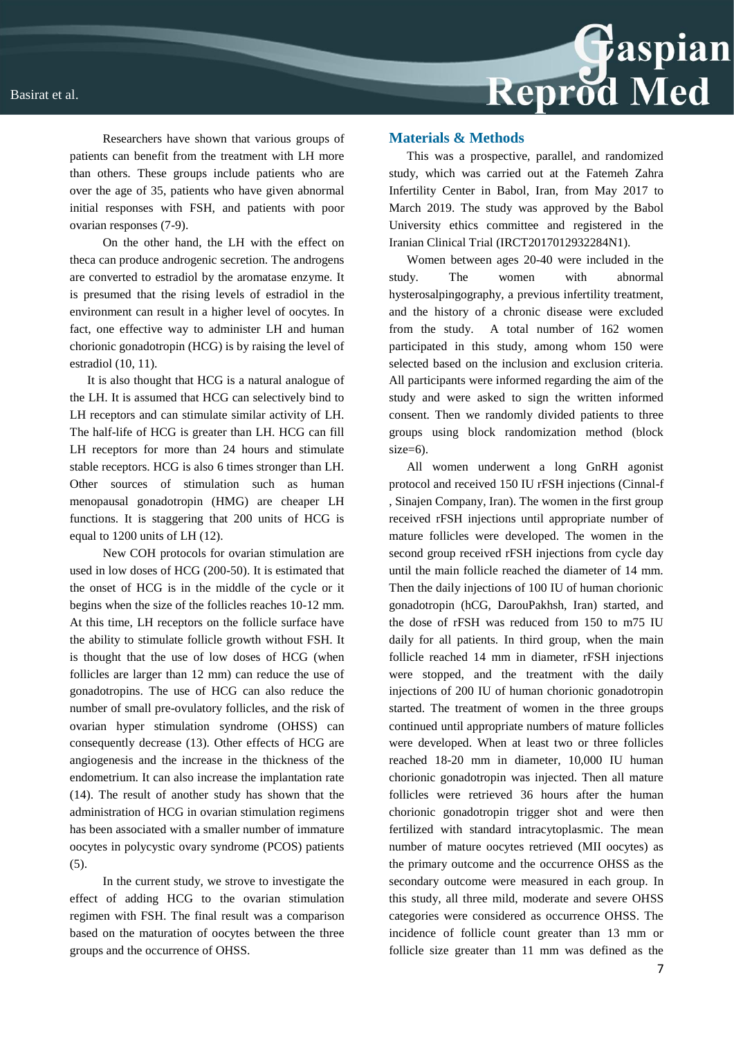Researchers have shown that various groups of patients can benefit from the treatment with LH more than others. These groups include patients who are over the age of 35, patients who have given abnormal initial responses with FSH, and patients with poor ovarian responses (7-9).

On the other hand, the LH with the effect on theca can produce androgenic secretion. The androgens are converted to estradiol by the aromatase enzyme. It is presumed that the rising levels of estradiol in the environment can result in a higher level of oocytes. In fact, one effective way to administer LH and human chorionic gonadotropin (HCG) is by raising the level of estradiol (10, 11).

It is also thought that HCG is a natural analogue of the LH. It is assumed that HCG can selectively bind to LH receptors and can stimulate similar activity of LH. The half-life of HCG is greater than LH. HCG can fill LH receptors for more than 24 hours and stimulate stable receptors. HCG is also 6 times stronger than LH. Other sources of stimulation such as human menopausal gonadotropin (HMG) are cheaper LH functions. It is staggering that 200 units of HCG is equal to 1200 units of LH (12).

New COH protocols for ovarian stimulation are used in low doses of HCG (200-50). It is estimated that the onset of HCG is in the middle of the cycle or it begins when the size of the follicles reaches 10-12 mm. At this time, LH receptors on the follicle surface have the ability to stimulate follicle growth without FSH. It is thought that the use of low doses of HCG (when follicles are larger than 12 mm) can reduce the use of gonadotropins. The use of HCG can also reduce the number of small pre-ovulatory follicles, and the risk of ovarian hyper stimulation syndrome (OHSS) can consequently decrease (13). Other effects of HCG are angiogenesis and the increase in the thickness of the endometrium. It can also increase the implantation rate (14). The result of another study has shown that the administration of HCG in ovarian stimulation regimens has been associated with a smaller number of immature oocytes in polycystic ovary syndrome (PCOS) patients (5).

In the current study, we strove to investigate the effect of adding HCG to the ovarian stimulation regimen with FSH. The final result was a comparison based on the maturation of oocytes between the three groups and the occurrence of OHSS.

## Materials & Methods

This was a prospective, parallel, and randomized study, which was carried out at the Fatemeh Zahra Infertility Center in Babol, Iran, from May 2017 to March 2019. The study was approved by the Babol University ethics committee and registered in the Iranian Clinical Trial (IRCT2017012932284N1).

Women between ages 20-40 were included in the study. The women with abnormal hysterosalpingography, a previous infertility treatment, and the history of a chronic disease were excluded from the study. A total number of 162 women participated in this study, among whom 150 were selected based on the inclusion and exclusion criteria. All participants were informed regarding the aim of the study and were asked to sign the written informed consent. Then we randomly divided patients to three groups using block randomization method (block size=6).

All women underwent a long GnRH agonist protocol and received 150 IU rFSH injections (Cinnal-f , Sinajen Company, Iran). The women in the first group received rFSH injections until appropriate number of mature follicles were developed. The women in the second group received rFSH injections from cycle day until the main follicle reached the diameter of 14 mm. Then the daily injections of 100 IU of human chorionic gonadotropin (hCG, DarouPakhsh, Iran) started, and the dose of rFSH was reduced from 150 to m75 IU daily for all patients. In third group, when the main follicle reached 14 mm in diameter, rFSH injections were stopped, and the treatment with the daily injections of 200 IU of human chorionic gonadotropin started. The treatment of women in the three groups continued until appropriate numbers of mature follicles were developed. When at least two or three follicles reached 18-20 mm in diameter, 10,000 IU human chorionic gonadotropin was injected. Then all mature follicles were retrieved 36 hours after the human chorionic gonadotropin trigger shot and were then fertilized with standard intracytoplasmic. The mean number of mature oocytes retrieved (MII oocytes) as the primary outcome and the occurrence OHSS as the secondary outcome were measured in each group. In this study, all three mild, moderate and severe OHSS categories were considered as occurrence OHSS. The incidence of follicle count greater than 13 mm or follicle size greater than 11 mm was defined as the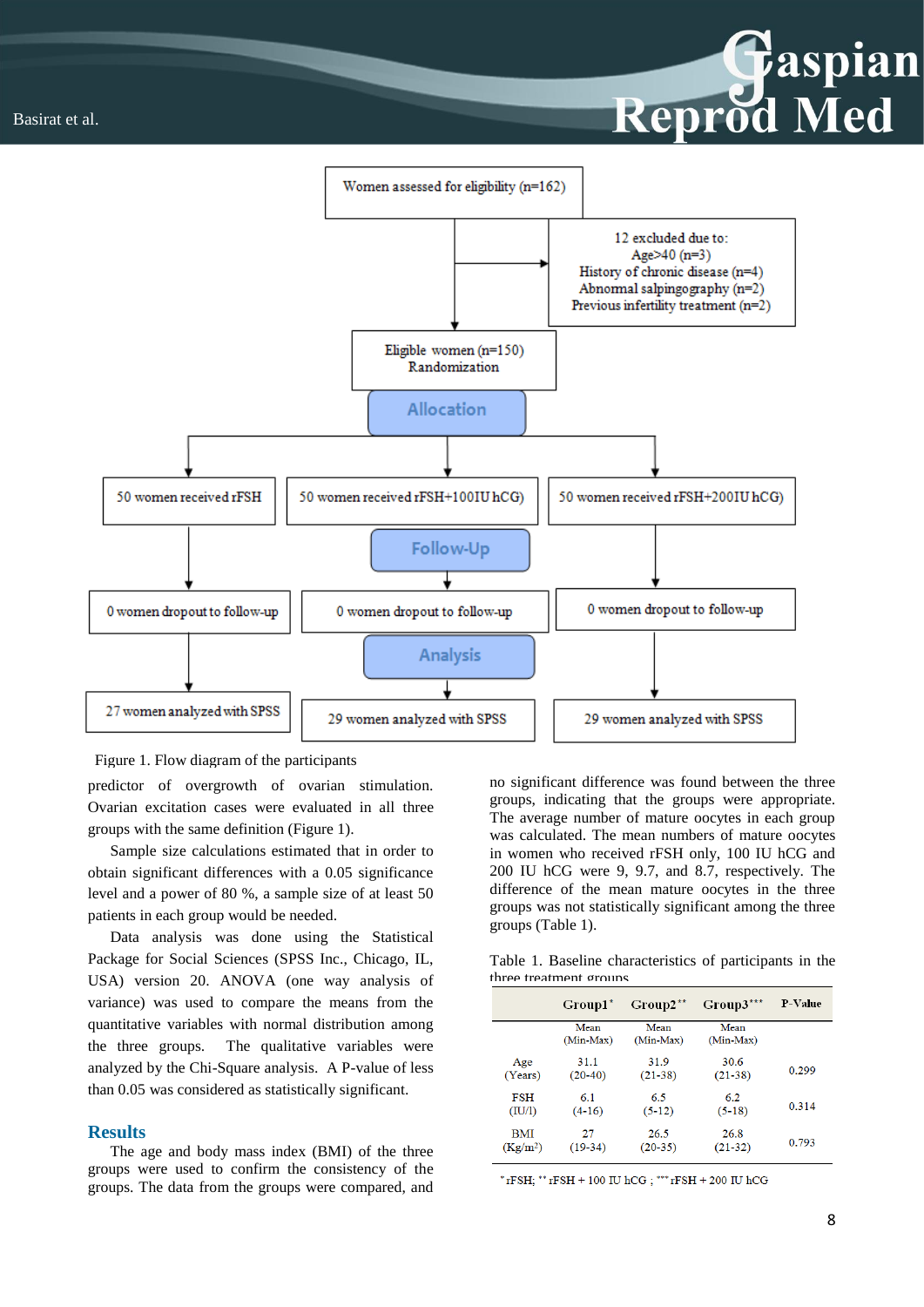Women assessed for eligibility (n=162)

12 excluded due to:
Age>40 (n=3)
History of chronic disease (n=4)
Abnormal salpingography (n=2)
Previous infertility treatment (n=2)

Eligible women (n=150)
Randomization

Allocation

50 women received rFSH

50 women received rFSH+100IU hCG)

50 women received rFSH+200IU hCG)

Follow-Up

0 women dropout to follow-up

0 women dropout to follow-up

0 women dropout to follow-up

Analysis

27 women analyzed with SPSS

29 women analyzed with SPSS

29 women analyzed with SPSS

Figure 1. Flow diagram of the participants

predictor of overgrowth of ovarian stimulation. Ovarian excitation cases were evaluated in all three groups with the same definition (Figure 1).

Sample size calculations estimated that in order to obtain significant differences with a 0.05 significance level and a power of 80 %, a sample size of at least 50 patients in each group would be needed.

Data analysis was done using the Statistical Package for Social Sciences (SPSS Inc., Chicago, IL, USA) version 20. ANOVA (one way analysis of variance) was used to compare the means from the quantitative variables with normal distribution among the three groups. The qualitative variables were analyzed by the Chi-Square analysis. A P-value of less than 0.05 was considered as statistically significant.

## Results

The age and body mass index (BMI) of the three groups were used to confirm the consistency of the groups. The data from the groups were compared, and no significant difference was found between the three groups, indicating that the groups were appropriate. The average number of mature oocytes in each group was calculated. The mean numbers of mature oocytes in women who received rFSH only, 100 IU hCG and 200 IU hCG were 9, 9.7, and 8.7, respectively. The difference of the mean mature oocytes in the three groups was not statistically significant among the three groups (Table 1).

Table 1. Baseline characteristics of participants in the three treatment groups

| | Group1* | Group2** | Group3*** | P-Value |
|---|---|---|---|---|
| | Mean (Min-Max) | Mean (Min-Max) | Mean (Min-Max) | |
| Age (Years) | 31.1 (20-40) | 31.9 (21-38) | 30.6 (21-38) | 0.299 |
| FSH (IU/l) | 6.1 (4-16) | 6.5 (5-12) | 6.2 (5-18) | 0.314 |
| BMI (Kg/m²) | 27 (19-34) | 26.5 (20-35) | 26.8 (21-32) | 0.793 |

* rFSH; ** rFSH + 100 IU hCG ; *** rFSH + 200 IU hCG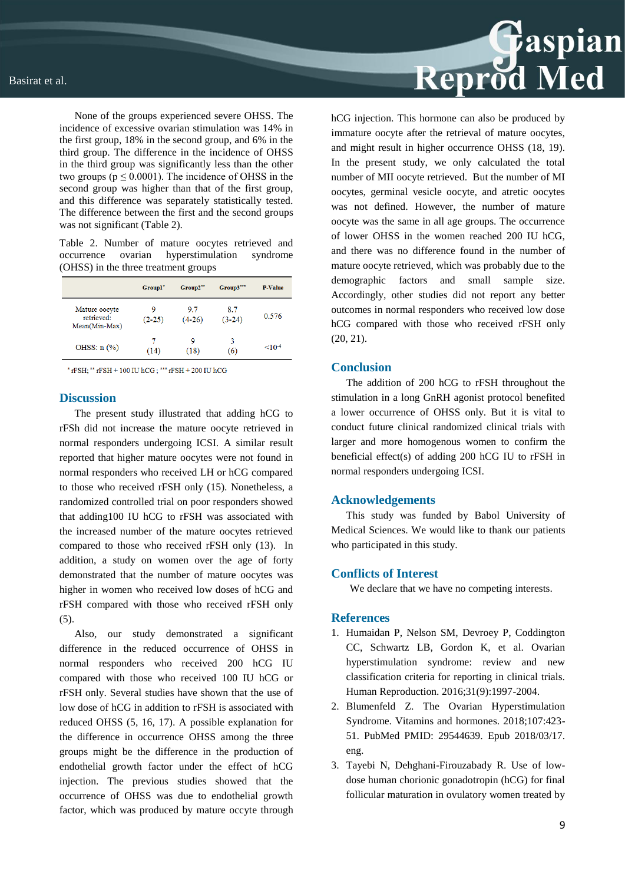None of the groups experienced severe OHSS. The incidence of excessive ovarian stimulation was 14% in the first group, 18% in the second group, and 6% in the third group. The difference in the incidence of OHSS in the third group was significantly less than the other two groups ($p \leq 0.0001$). The incidence of OHSS in the second group was higher than that of the first group, and this difference was separately statistically tested. The difference between the first and the second groups was not significant (Table 2).

Table 2. Number of mature oocytes retrieved and occurrence ovarian hyperstimulation syndrome (OHSS) in the three treatment groups

| | Group1* | Group2** | Group3*** | P-Value |
|---|---|---|---|---|
| Mature oocyte retrieved: Mean(Min-Max) | 9 (2-25) | 9.7 (4-26) | 8.7 (3-24) | 0.576 |
| OHSS: n (%) | 7 (14) | 9 (18) | 3 (6) | $<10^{-4}$ |

* rFSH; ** rFSH + 100 IU hCG ; *** rFSH + 200 IU hCG

## Discussion

The present study illustrated that adding hCG to rFSh did not increase the mature oocyte retrieved in normal responders undergoing ICSI. A similar result reported that higher mature oocytes were not found in normal responders who received LH or hCG compared to those who received rFSH only (15). Nonetheless, a randomized controlled trial on poor responders showed that adding100 IU hCG to rFSH was associated with the increased number of the mature oocytes retrieved compared to those who received rFSH only (13). In addition, a study on women over the age of forty demonstrated that the number of mature oocytes was higher in women who received low doses of hCG and rFSH compared with those who received rFSH only (5).

Also, our study demonstrated a significant difference in the reduced occurrence of OHSS in normal responders who received 200 hCG IU compared with those who received 100 IU hCG or rFSH only. Several studies have shown that the use of low dose of hCG in addition to rFSH is associated with reduced OHSS (5, 16, 17). A possible explanation for the difference in occurrence OHSS among the three groups might be the difference in the production of endothelial growth factor under the effect of hCG injection. The previous studies showed that the occurrence of OHSS was due to endothelial growth factor, which was produced by mature occyte through hCG injection. This hormone can also be produced by immature oocyte after the retrieval of mature oocytes, and might result in higher occurrence OHSS (18, 19). In the present study, we only calculated the total number of MII oocyte retrieved. But the number of MI oocytes, germinal vesicle oocyte, and atretic oocytes was not defined. However, the number of mature oocyte was the same in all age groups. The occurrence of lower OHSS in the women reached 200 IU hCG, and there was no difference found in the number of mature oocyte retrieved, which was probably due to the demographic factors and small sample size. Accordingly, other studies did not report any better outcomes in normal responders who received low dose hCG compared with those who received rFSH only (20, 21).

## Conclusion

The addition of 200 hCG to rFSH throughout the stimulation in a long GnRH agonist protocol benefited a lower occurrence of OHSS only. But it is vital to conduct future clinical randomized clinical trials with larger and more homogenous women to confirm the beneficial effect(s) of adding 200 hCG IU to rFSH in normal responders undergoing ICSI.

## Acknowledgements

This study was funded by Babol University of Medical Sciences. We would like to thank our patients who participated in this study.

## Conflicts of Interest

We declare that we have no competing interests.

## References

1. Humaidan P, Nelson SM, Devroey P, Coddington CC, Schwartz LB, Gordon K, et al. Ovarian hyperstimulation syndrome: review and new classification criteria for reporting in clinical trials. Human Reproduction. 2016;31(9):1997-2004.
2. Blumenfeld Z. The Ovarian Hyperstimulation Syndrome. Vitamins and hormones. 2018;107:423-51. PubMed PMID: 29544639. Epub 2018/03/17. eng.
3. Tayebi N, Dehghani-Firouzabady R. Use of low-dose human chorionic gonadotropin (hCG) for final follicular maturation in ovulatory women treated by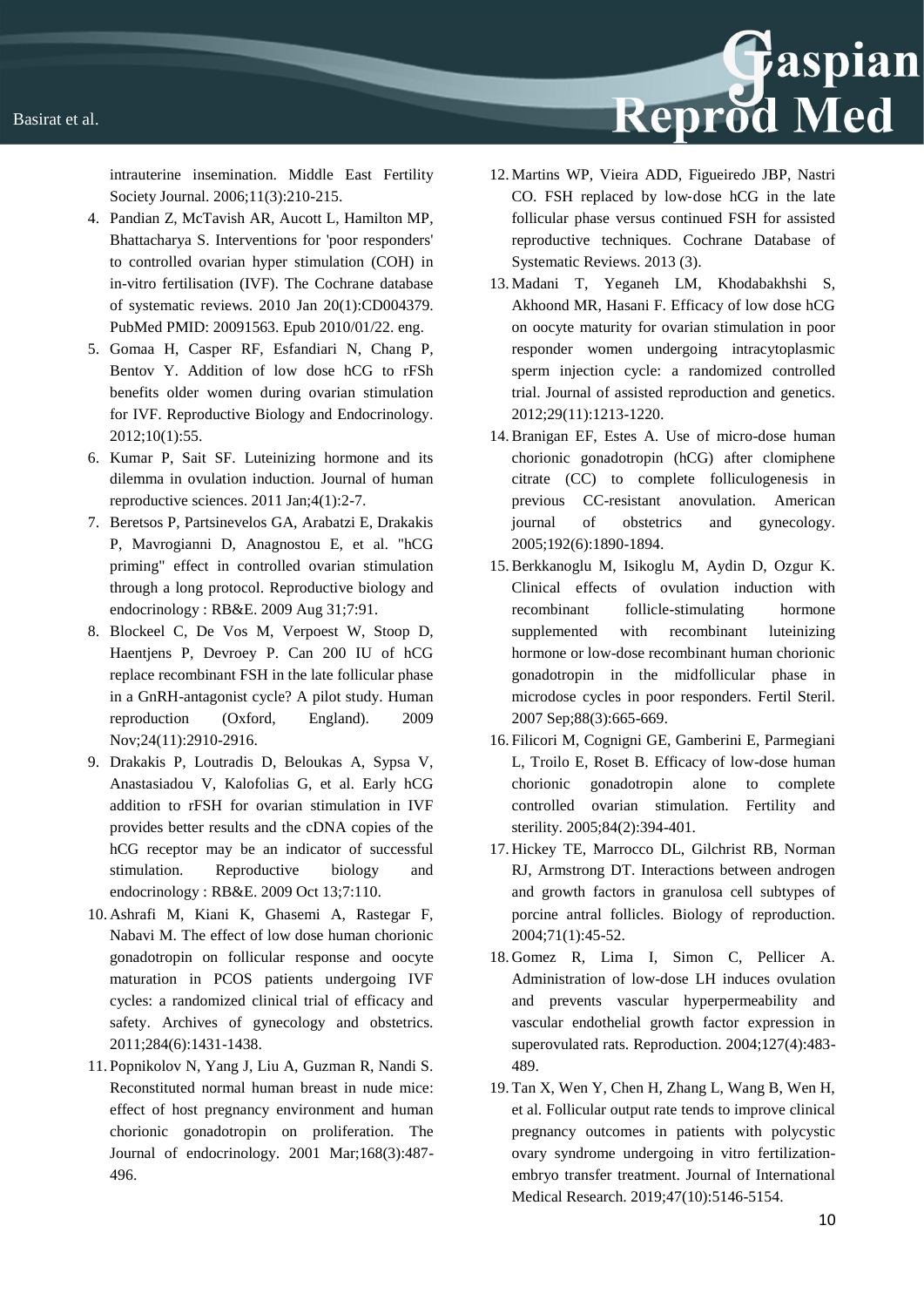intrauterine insemination. Middle East Fertility Society Journal. 2006;11(3):210-215.

4. Pandian Z, McTavish AR, Aucott L, Hamilton MP, Bhattacharya S. Interventions for 'poor responders' to controlled ovarian hyper stimulation (COH) in in-vitro fertilisation (IVF). The Cochrane database of systematic reviews. 2010 Jan 20(1):CD004379. PubMed PMID: 20091563. Epub 2010/01/22. eng.
5. Gomaa H, Casper RF, Esfandiari N, Chang P, Bentov Y. Addition of low dose hCG to rFSh benefits older women during ovarian stimulation for IVF. Reproductive Biology and Endocrinology. 2012;10(1):55.
6. Kumar P, Sait SF. Luteinizing hormone and its dilemma in ovulation induction. Journal of human reproductive sciences. 2011 Jan;4(1):2-7.
7. Beretsos P, Partsinevelos GA, Arabatzi E, Drakakis P, Mavrogianni D, Anagnostou E, et al. "hCG priming" effect in controlled ovarian stimulation through a long protocol. Reproductive biology and endocrinology : RB&E. 2009 Aug 31;7:91.
8. Blockeel C, De Vos M, Verpoest W, Stoop D, Haentjens P, Devroey P. Can 200 IU of hCG replace recombinant FSH in the late follicular phase in a GnRH-antagonist cycle? A pilot study. Human reproduction (Oxford, England). 2009 Nov;24(11):2910-2916.
9. Drakakis P, Loutradis D, Beloukas A, Sypsa V, Anastasiadou V, Kalofolias G, et al. Early hCG addition to rFSH for ovarian stimulation in IVF provides better results and the cDNA copies of the hCG receptor may be an indicator of successful stimulation. Reproductive biology and endocrinology : RB&E. 2009 Oct 13;7:110.
10. Ashrafi M, Kiani K, Ghasemi A, Rastegar F, Nabavi M. The effect of low dose human chorionic gonadotropin on follicular response and oocyte maturation in PCOS patients undergoing IVF cycles: a randomized clinical trial of efficacy and safety. Archives of gynecology and obstetrics. 2011;284(6):1431-1438.
11. Popnikolov N, Yang J, Liu A, Guzman R, Nandi S. Reconstituted normal human breast in nude mice: effect of host pregnancy environment and human chorionic gonadotropin on proliferation. The Journal of endocrinology. 2001 Mar;168(3):487-496.
12. Martins WP, Vieira ADD, Figueiredo JBP, Nastri CO. FSH replaced by low‐dose hCG in the late follicular phase versus continued FSH for assisted reproductive techniques. Cochrane Database of Systematic Reviews. 2013 (3).
13. Madani T, Yeganeh LM, Khodabakhshi S, Akhoond MR, Hasani F. Efficacy of low dose hCG on oocyte maturity for ovarian stimulation in poor responder women undergoing intracytoplasmic sperm injection cycle: a randomized controlled trial. Journal of assisted reproduction and genetics. 2012;29(11):1213-1220.
14. Branigan EF, Estes A. Use of micro-dose human chorionic gonadotropin (hCG) after clomiphene citrate (CC) to complete folliculogenesis in previous CC-resistant anovulation. American journal of obstetrics and gynecology. 2005;192(6):1890-1894.
15. Berkkanoglu M, Isikoglu M, Aydin D, Ozgur K. Clinical effects of ovulation induction with recombinant follicle-stimulating hormone supplemented with recombinant luteinizing hormone or low-dose recombinant human chorionic gonadotropin in the midfollicular phase in microdose cycles in poor responders. Fertil Steril. 2007 Sep;88(3):665-669.
16. Filicori M, Cognigni GE, Gamberini E, Parmegiani L, Troilo E, Roset B. Efficacy of low-dose human chorionic gonadotropin alone to complete controlled ovarian stimulation. Fertility and sterility. 2005;84(2):394-401.
17. Hickey TE, Marrocco DL, Gilchrist RB, Norman RJ, Armstrong DT. Interactions between androgen and growth factors in granulosa cell subtypes of porcine antral follicles. Biology of reproduction. 2004;71(1):45-52.
18. Gomez R, Lima I, Simon C, Pellicer A. Administration of low-dose LH induces ovulation and prevents vascular hyperpermeability and vascular endothelial growth factor expression in superovulated rats. Reproduction. 2004;127(4):483-489.
19. Tan X, Wen Y, Chen H, Zhang L, Wang B, Wen H, et al. Follicular output rate tends to improve clinical pregnancy outcomes in patients with polycystic ovary syndrome undergoing in vitro fertilization-embryo transfer treatment. Journal of International Medical Research. 2019;47(10):5146-5154.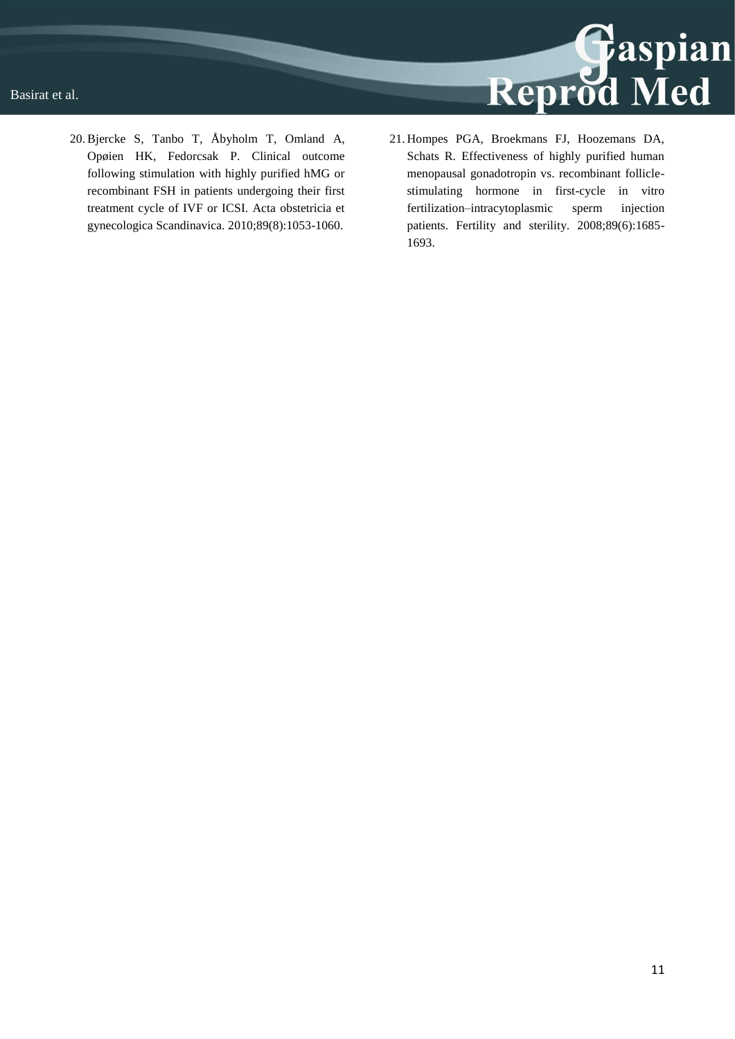20. Bjercke S, Tanbo T, Åbyholm T, Omland A, Opøien HK, Fedorcsak P. Clinical outcome following stimulation with highly purified hMG or recombinant FSH in patients undergoing their first treatment cycle of IVF or ICSI. Acta obstetricia et gynecologica Scandinavica. 2010;89(8):1053-1060.

21. Hompes PGA, Broekmans FJ, Hoozemans DA, Schats R. Effectiveness of highly purified human menopausal gonadotropin vs. recombinant follicle-stimulating hormone in first-cycle in vitro fertilization–intracytoplasmic sperm injection patients. Fertility and sterility. 2008;89(6):1685-1693.